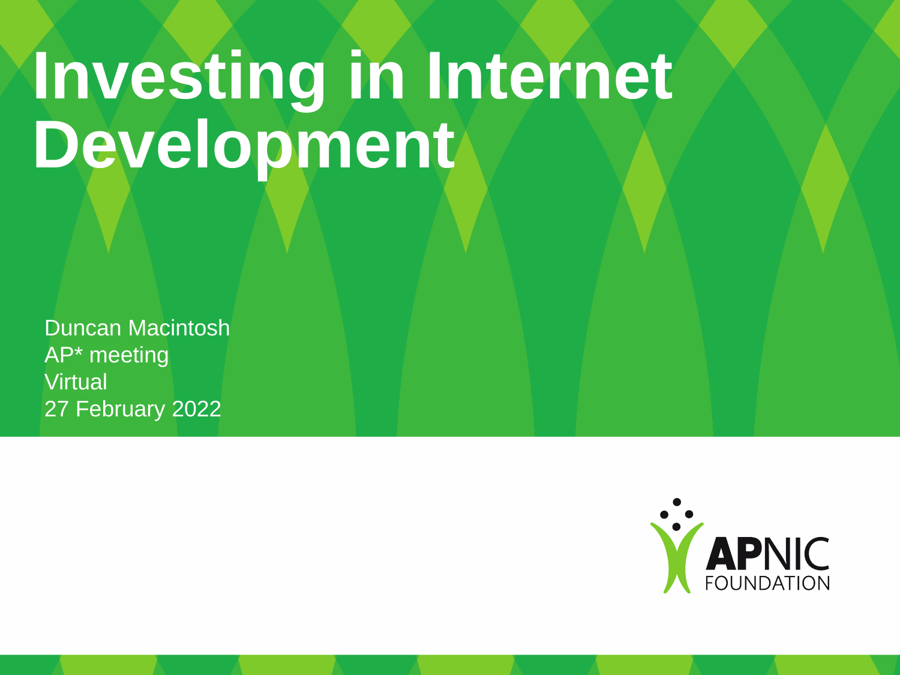# Investing in Internet Development

Duncan Macintosh
AP* meeting
Virtual
27 February 2022

APNIC FOUNDATION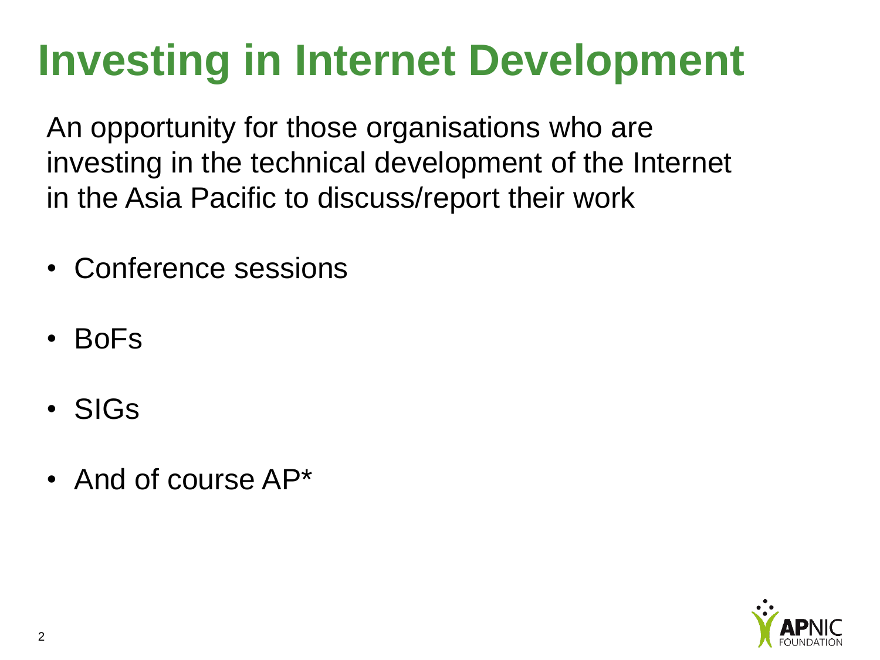# Investing in Internet Development

An opportunity for those organisations who are investing in the technical development of the Internet in the Asia Pacific to discuss/report their work

- Conference sessions
- BoFs
- SIGs
- And of course AP*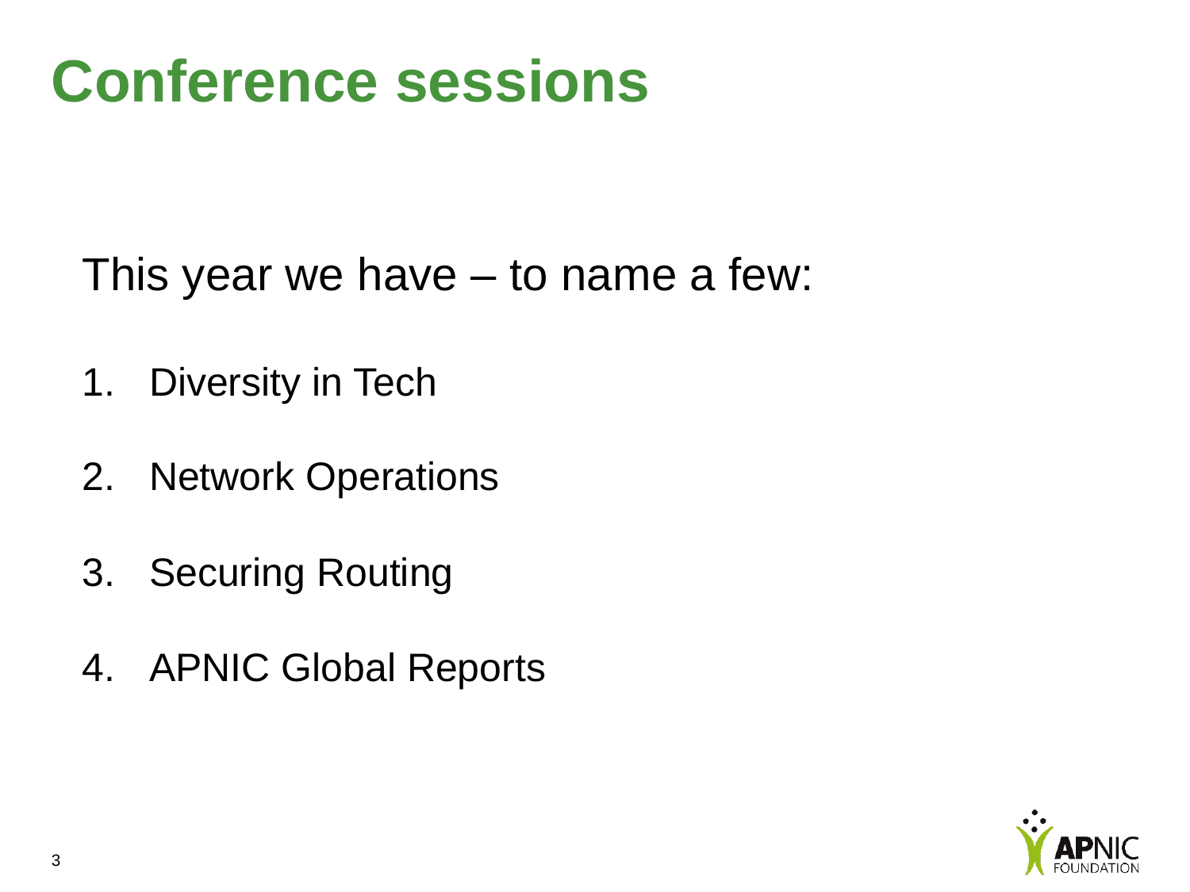# Conference sessions

This year we have – to name a few:

1. Diversity in Tech
2. Network Operations
3. Securing Routing
4. APNIC Global Reports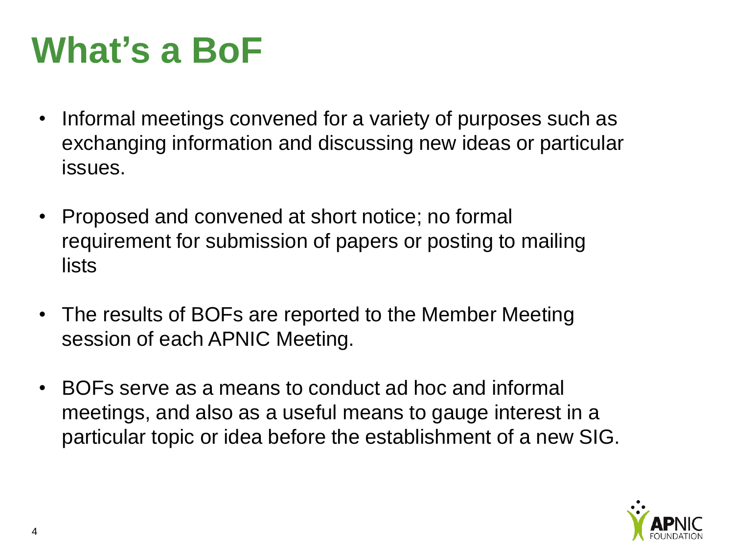# What's a BoF

- Informal meetings convened for a variety of purposes such as exchanging information and discussing new ideas or particular issues.
- Proposed and convened at short notice; no formal requirement for submission of papers or posting to mailing lists
- The results of BOFs are reported to the Member Meeting session of each APNIC Meeting.
- BOFs serve as a means to conduct ad hoc and informal meetings, and also as a useful means to gauge interest in a particular topic or idea before the establishment of a new SIG.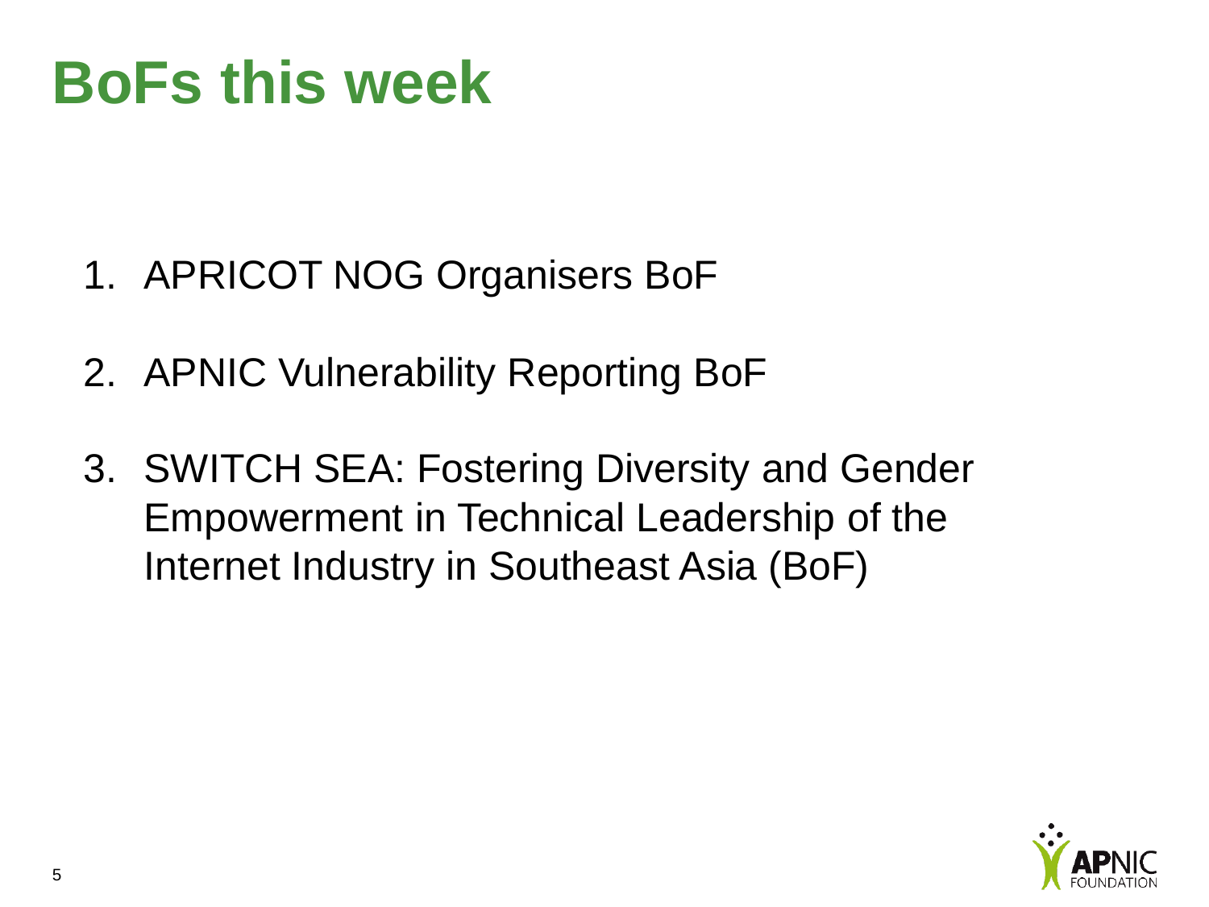# BoFs this week

1. APRICOT NOG Organisers BoF
2. APNIC Vulnerability Reporting BoF
3. SWITCH SEA: Fostering Diversity and Gender Empowerment in Technical Leadership of the Internet Industry in Southeast Asia (BoF)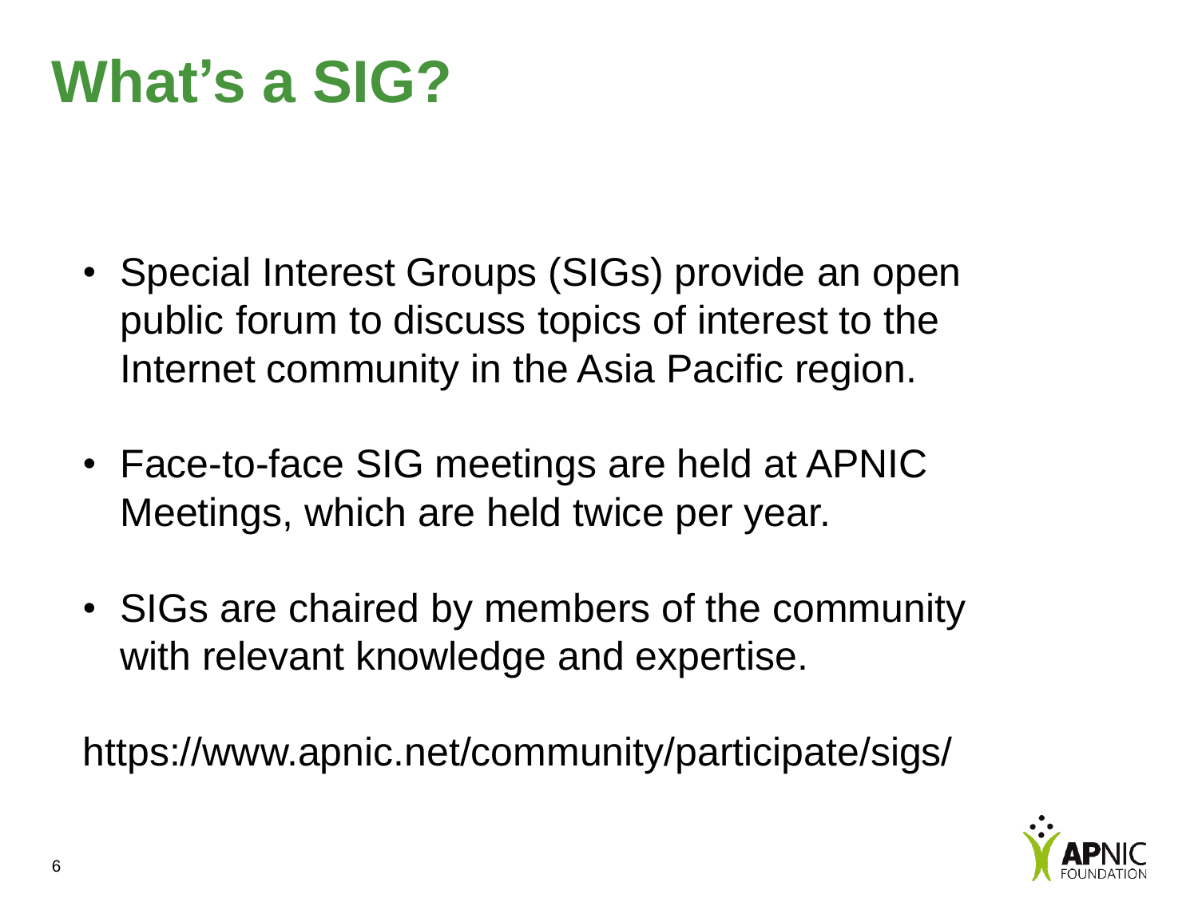# What's a SIG?

- Special Interest Groups (SIGs) provide an open public forum to discuss topics of interest to the Internet community in the Asia Pacific region.
- Face-to-face SIG meetings are held at APNIC Meetings, which are held twice per year.
- SIGs are chaired by members of the community with relevant knowledge and expertise.

https://www.apnic.net/community/participate/sigs/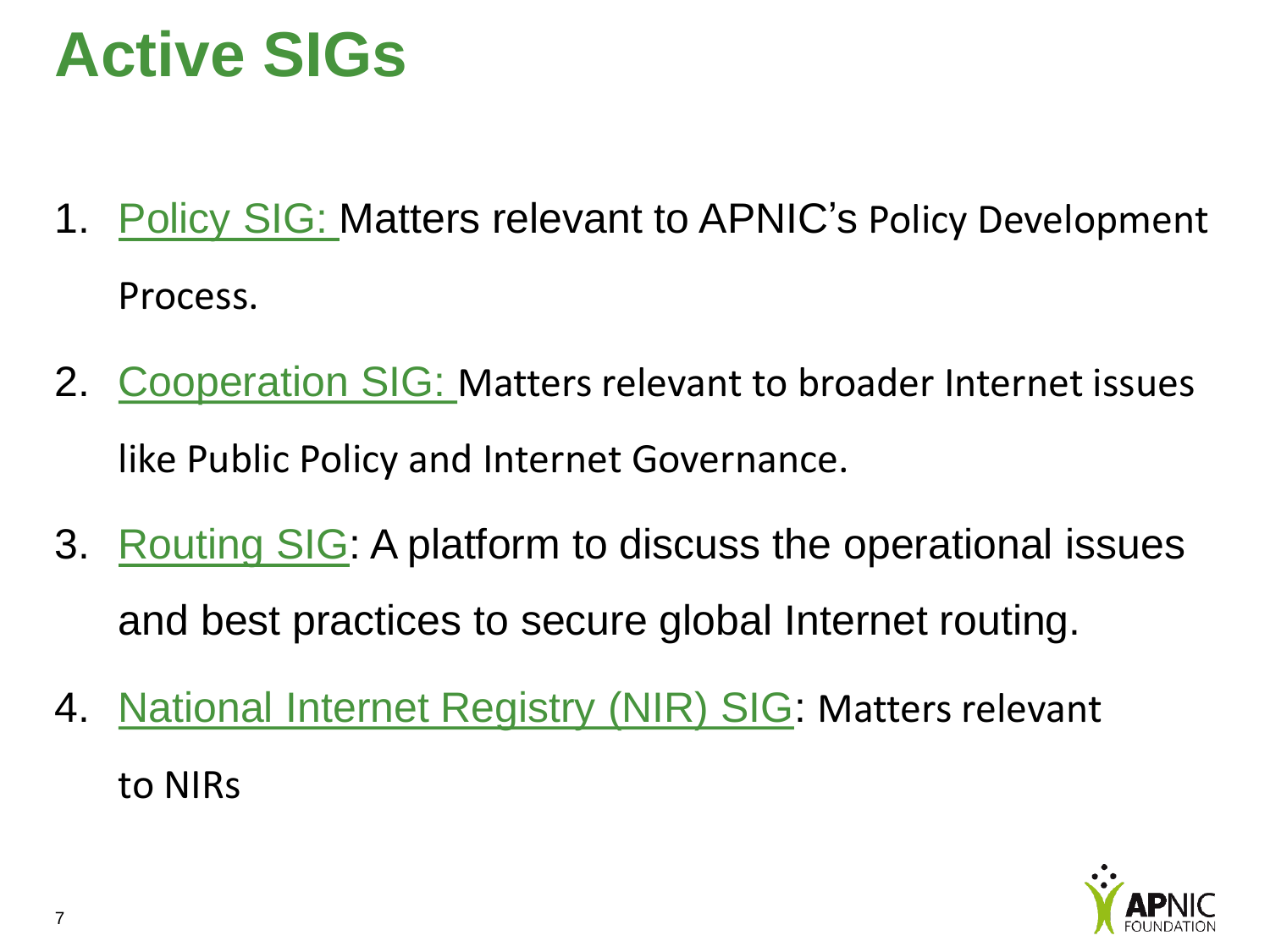# Active SIGs

1. Policy SIG: Matters relevant to APNIC's Policy Development Process.
2. Cooperation SIG: Matters relevant to broader Internet issues like Public Policy and Internet Governance.
3. Routing SIG: A platform to discuss the operational issues and best practices to secure global Internet routing.
4. National Internet Registry (NIR) SIG: Matters relevant to NIRs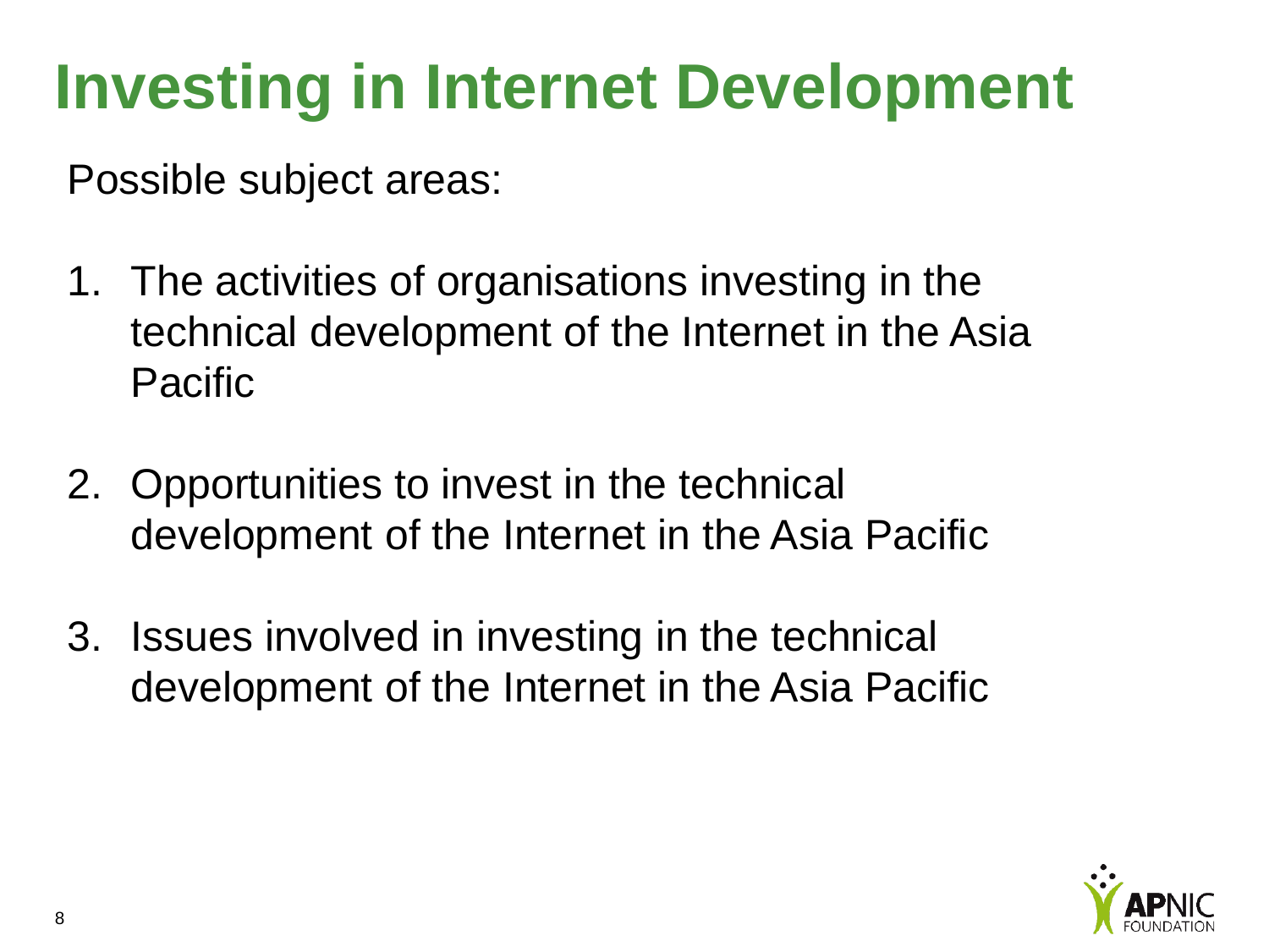# Investing in Internet Development

Possible subject areas:

1. The activities of organisations investing in the technical development of the Internet in the Asia Pacific
2. Opportunities to invest in the technical development of the Internet in the Asia Pacific
3. Issues involved in investing in the technical development of the Internet in the Asia Pacific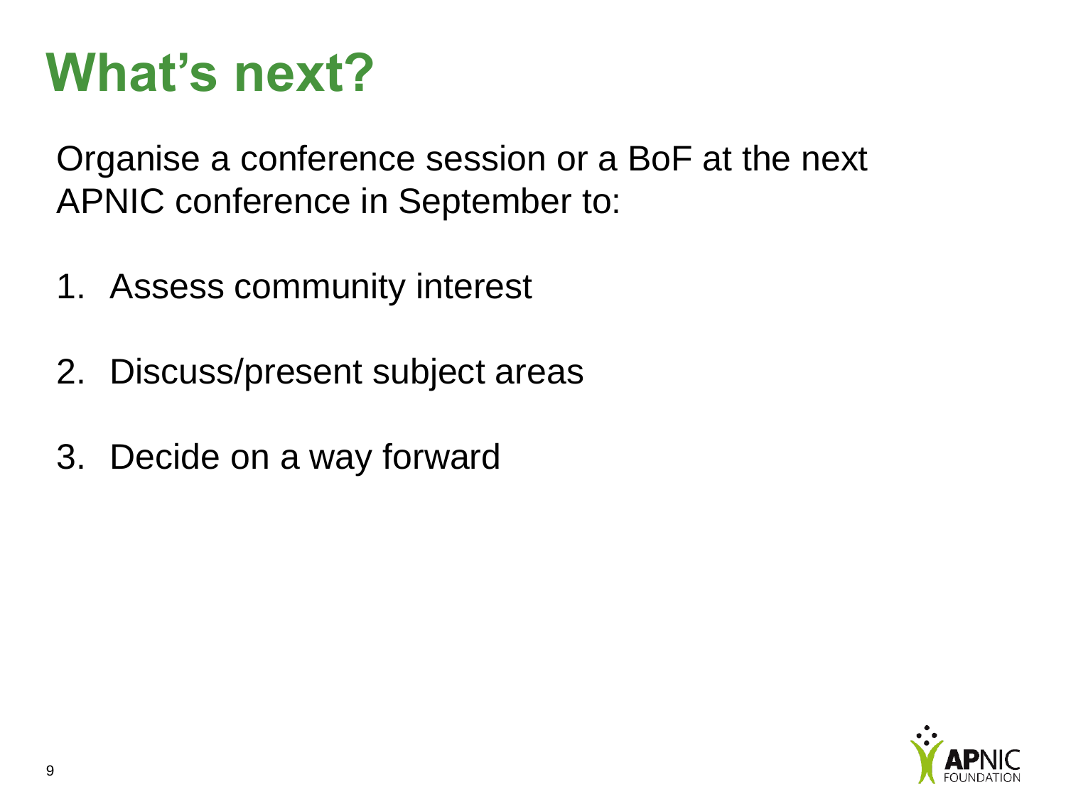# What's next?

Organise a conference session or a BoF at the next APNIC conference in September to:

1. Assess community interest
2. Discuss/present subject areas
3. Decide on a way forward